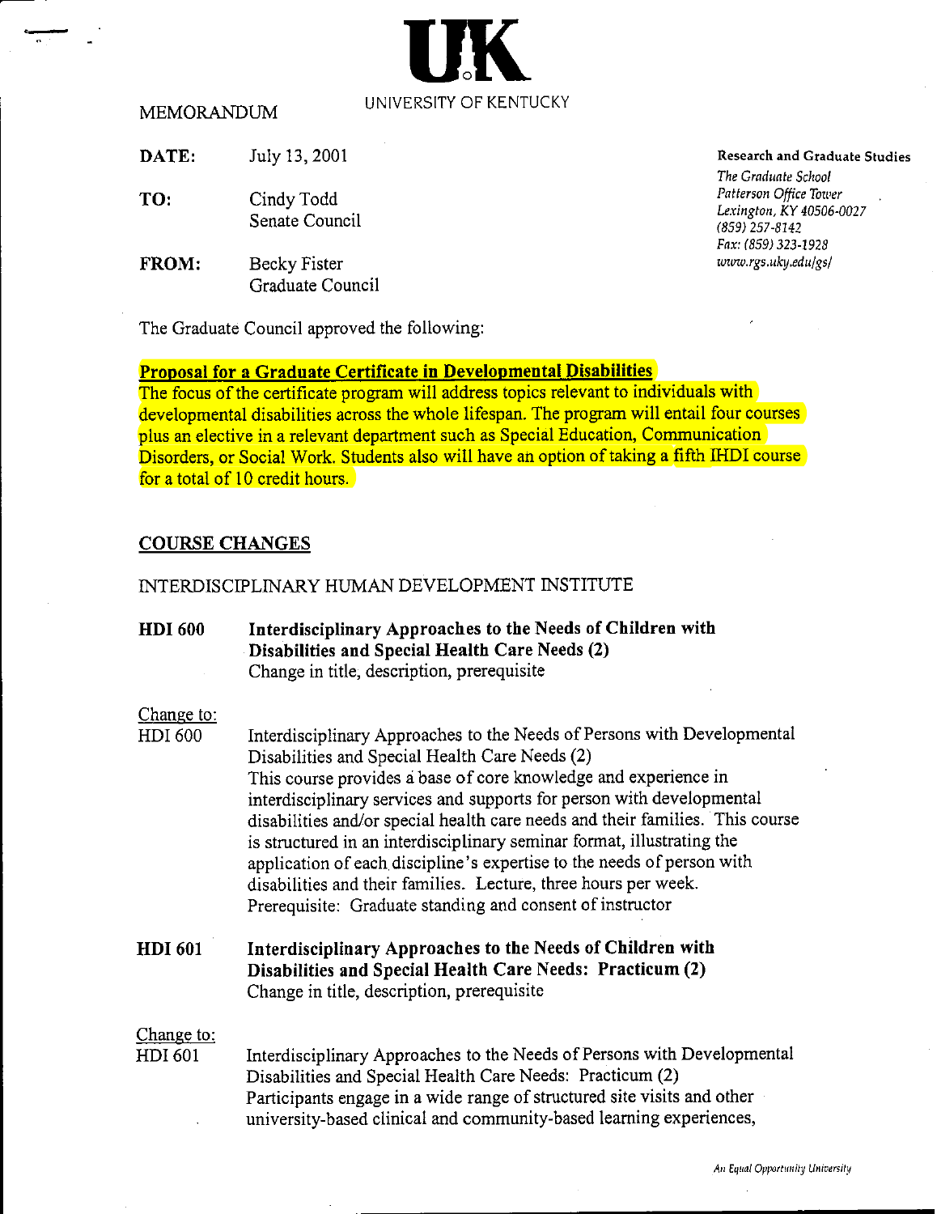UK

UNIVERSITY OF KENTUCKY

MEMORANDUM

**Research and Graduate Studies**
*The Graduate School*
*Patterson Office Tower*
*Lexington, KY 40506-0027*
*(859) 257-8142*
*Fax: (859) 323-1928*
*www.rgs.uky.edu/gs/*

**DATE:** July 13, 2001

**TO:** Cindy Todd
Senate Council

**FROM:** Becky Fister
Graduate Council

The Graduate Council approved the following:

**Proposal for a Graduate Certificate in Developmental Disabilities**
The focus of the certificate program will address topics relevant to individuals with developmental disabilities across the whole lifespan. The program will entail four courses plus an elective in a relevant department such as Special Education, Communication Disorders, or Social Work. Students also will have an option of taking a fifth IHDI course for a total of 10 credit hours.

## COURSE CHANGES

INTERDISCIPLINARY HUMAN DEVELOPMENT INSTITUTE

**HDI 600 Interdisciplinary Approaches to the Needs of Children with Disabilities and Special Health Care Needs (2)**
Change in title, description, prerequisite

Change to:
HDI 600 Interdisciplinary Approaches to the Needs of Persons with Developmental Disabilities and Special Health Care Needs (2)
This course provides a base of core knowledge and experience in interdisciplinary services and supports for person with developmental disabilities and/or special health care needs and their families. This course is structured in an interdisciplinary seminar format, illustrating the application of each discipline's expertise to the needs of person with disabilities and their families. Lecture, three hours per week.
Prerequisite: Graduate standing and consent of instructor

**HDI 601 Interdisciplinary Approaches to the Needs of Children with Disabilities and Special Health Care Needs: Practicum (2)**
Change in title, description, prerequisite

Change to:
HDI 601 Interdisciplinary Approaches to the Needs of Persons with Developmental Disabilities and Special Health Care Needs: Practicum (2)
Participants engage in a wide range of structured site visits and other university-based clinical and community-based learning experiences,

*An Equal Opportunity University*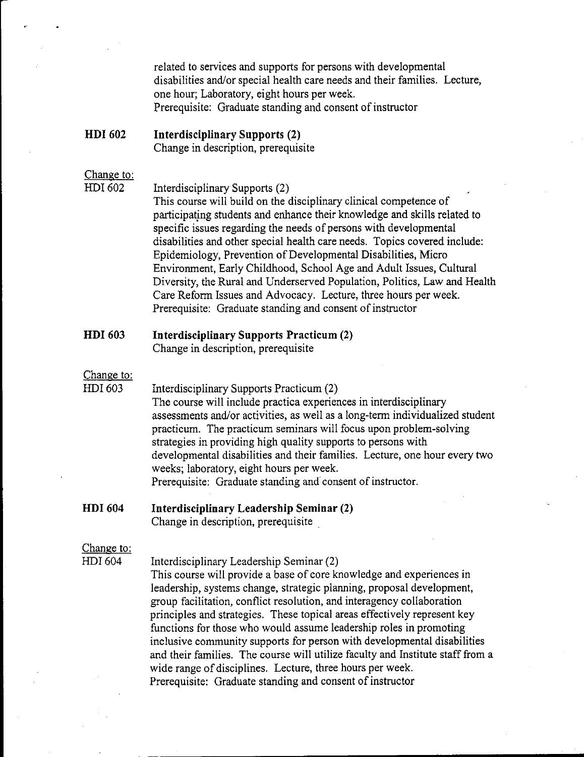related to services and supports for persons with developmental disabilities and/or special health care needs and their families. Lecture, one hour; Laboratory, eight hours per week.
Prerequisite: Graduate standing and consent of instructor

**HDI 602** **Interdisciplinary Supports (2)**
Change in description, prerequisite

Change to:
HDI 602 Interdisciplinary Supports (2)
This course will build on the disciplinary clinical competence of participating students and enhance their knowledge and skills related to specific issues regarding the needs of persons with developmental disabilities and other special health care needs. Topics covered include: Epidemiology, Prevention of Developmental Disabilities, Micro Environment, Early Childhood, School Age and Adult Issues, Cultural Diversity, the Rural and Underserved Population, Politics, Law and Health Care Reform Issues and Advocacy. Lecture, three hours per week.
Prerequisite: Graduate standing and consent of instructor

**HDI 603** **Interdisciplinary Supports Practicum (2)**
Change in description, prerequisite

Change to:
HDI 603 Interdisciplinary Supports Practicum (2)
The course will include practica experiences in interdisciplinary assessments and/or activities, as well as a long-term individualized student practicum. The practicum seminars will focus upon problem-solving strategies in providing high quality supports to persons with developmental disabilities and their families. Lecture, one hour every two weeks; laboratory, eight hours per week.
Prerequisite: Graduate standing and consent of instructor.

**HDI 604** **Interdisciplinary Leadership Seminar (2)**
Change in description, prerequisite

Change to:
HDI 604 Interdisciplinary Leadership Seminar (2)
This course will provide a base of core knowledge and experiences in leadership, systems change, strategic planning, proposal development, group facilitation, conflict resolution, and interagency collaboration principles and strategies. These topical areas effectively represent key functions for those who would assume leadership roles in promoting inclusive community supports for person with developmental disabilities and their families. The course will utilize faculty and Institute staff from a wide range of disciplines. Lecture, three hours per week.
Prerequisite: Graduate standing and consent of instructor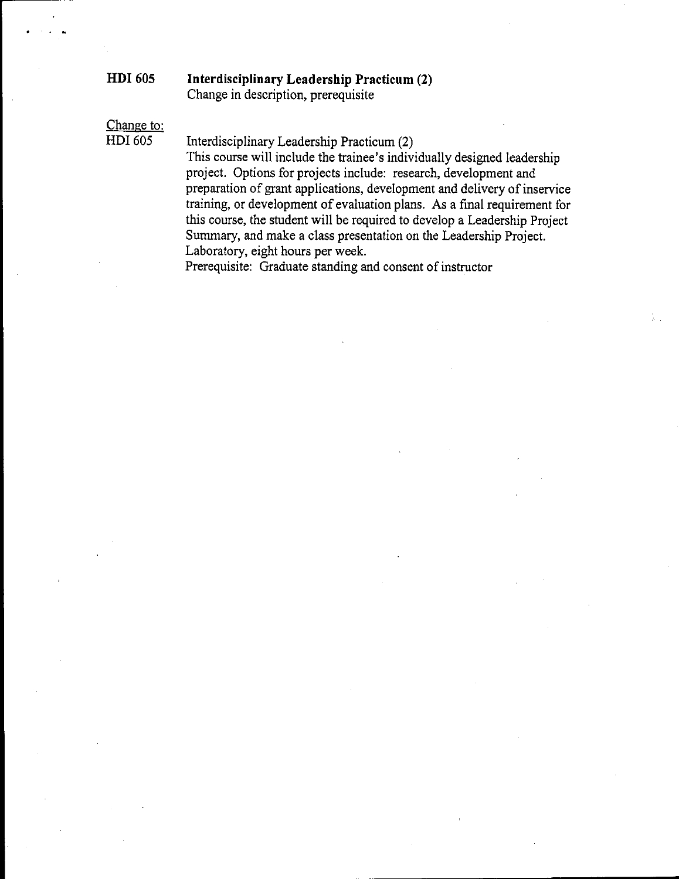**HDI 605 Interdisciplinary Leadership Practicum (2)**
Change in description, prerequisite

Change to:

HDI 605 Interdisciplinary Leadership Practicum (2)

This course will include the trainee's individually designed leadership project. Options for projects include: research, development and preparation of grant applications, development and delivery of inservice training, or development of evaluation plans. As a final requirement for this course, the student will be required to develop a Leadership Project Summary, and make a class presentation on the Leadership Project. Laboratory, eight hours per week.

Prerequisite: Graduate standing and consent of instructor